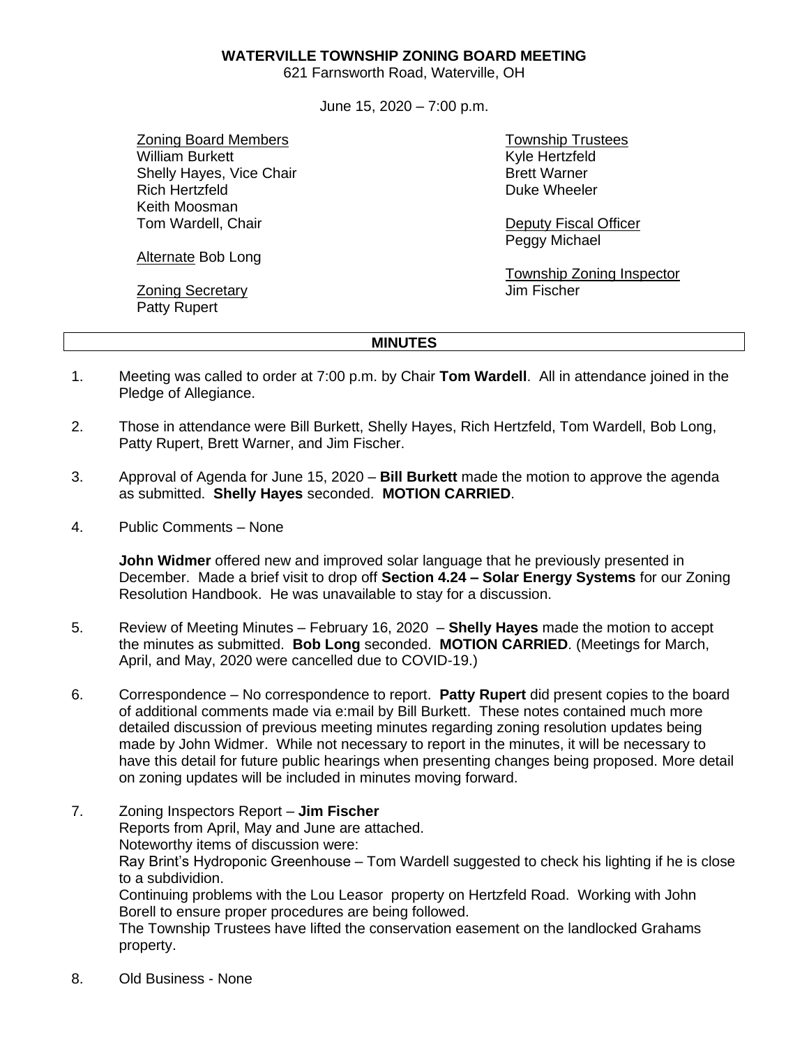**WATERVILLE TOWNSHIP ZONING BOARD MEETING**
621 Farnsworth Road, Waterville, OH

June 15, 2020 – 7:00 p.m.

Zoning Board Members
William Burkett
Shelly Hayes, Vice Chair
Rich Hertzfeld
Keith Moosman
Tom Wardell, Chair

Alternate Bob Long

Zoning Secretary
Patty Rupert

Township Trustees
Kyle Hertzfeld
Brett Warner
Duke Wheeler

Deputy Fiscal Officer
Peggy Michael

Township Zoning Inspector
Jim Fischer

**MINUTES**

1. Meeting was called to order at 7:00 p.m. by Chair **Tom Wardell**. All in attendance joined in the Pledge of Allegiance.

2. Those in attendance were Bill Burkett, Shelly Hayes, Rich Hertzfeld, Tom Wardell, Bob Long, Patty Rupert, Brett Warner, and Jim Fischer.

3. Approval of Agenda for June 15, 2020 – **Bill Burkett** made the motion to approve the agenda as submitted. **Shelly Hayes** seconded. **MOTION CARRIED**.

4. Public Comments – None

   **John Widmer** offered new and improved solar language that he previously presented in December. Made a brief visit to drop off **Section 4.24 – Solar Energy Systems** for our Zoning Resolution Handbook. He was unavailable to stay for a discussion.

5. Review of Meeting Minutes – February 16, 2020 – **Shelly Hayes** made the motion to accept the minutes as submitted. **Bob Long** seconded. **MOTION CARRIED**. (Meetings for March, April, and May, 2020 were cancelled due to COVID-19.)

6. Correspondence – No correspondence to report. **Patty Rupert** did present copies to the board of additional comments made via e:mail by Bill Burkett. These notes contained much more detailed discussion of previous meeting minutes regarding zoning resolution updates being made by John Widmer. While not necessary to report in the minutes, it will be necessary to have this detail for future public hearings when presenting changes being proposed. More detail on zoning updates will be included in minutes moving forward.

7. Zoning Inspectors Report – **Jim Fischer**
   Reports from April, May and June are attached.
   Noteworthy items of discussion were:
   Ray Brint's Hydroponic Greenhouse – Tom Wardell suggested to check his lighting if he is close to a subdividion.
   Continuing problems with the Lou Leasor property on Hertzfeld Road. Working with John Borell to ensure proper procedures are being followed.
   The Township Trustees have lifted the conservation easement on the landlocked Grahams property.

8. Old Business - None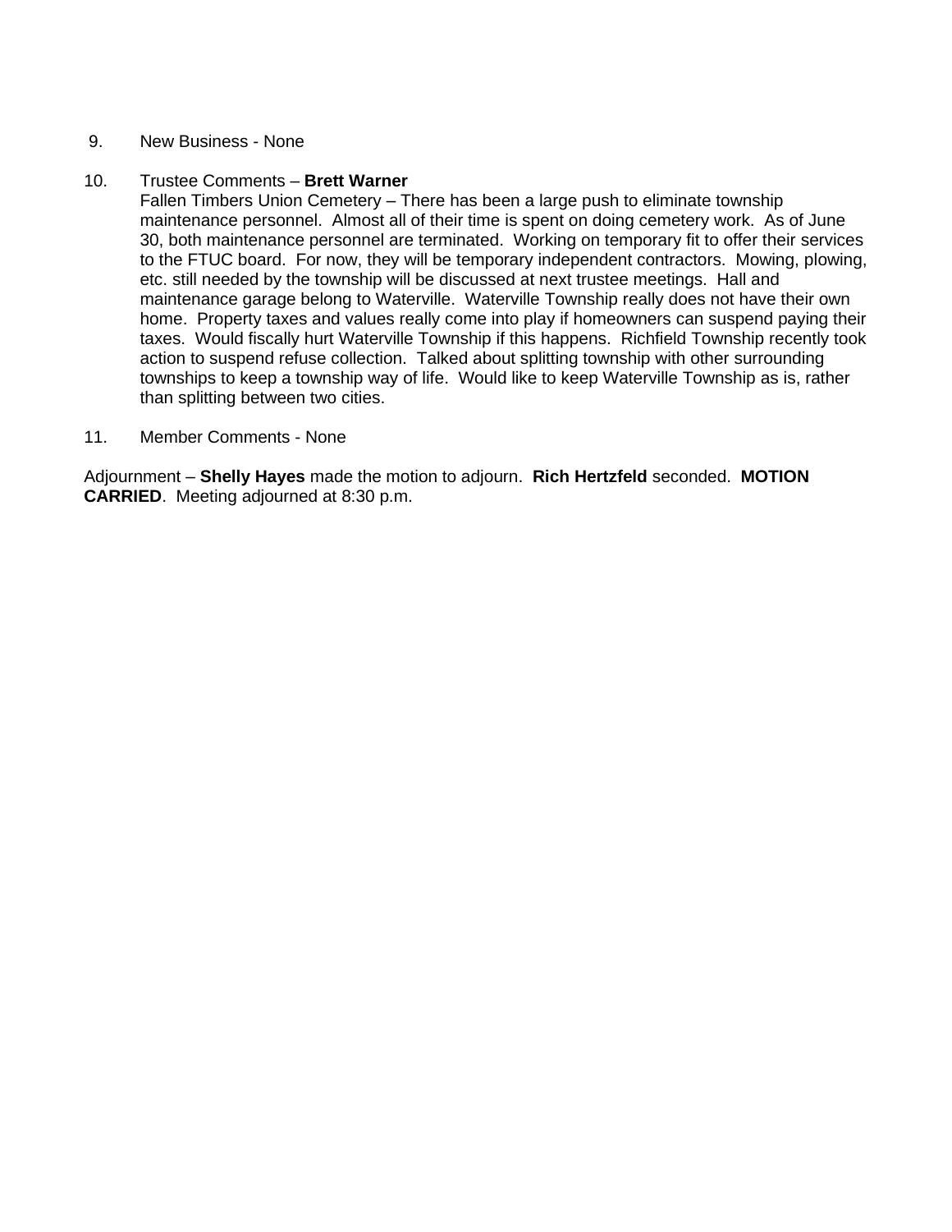9. New Business - None

10. Trustee Comments – **Brett Warner**
    Fallen Timbers Union Cemetery – There has been a large push to eliminate township maintenance personnel. Almost all of their time is spent on doing cemetery work. As of June 30, both maintenance personnel are terminated. Working on temporary fit to offer their services to the FTUC board. For now, they will be temporary independent contractors. Mowing, plowing, etc. still needed by the township will be discussed at next trustee meetings. Hall and maintenance garage belong to Waterville. Waterville Township really does not have their own home. Property taxes and values really come into play if homeowners can suspend paying their taxes. Would fiscally hurt Waterville Township if this happens. Richfield Township recently took action to suspend refuse collection. Talked about splitting township with other surrounding townships to keep a township way of life. Would like to keep Waterville Township as is, rather than splitting between two cities.

11. Member Comments - None

Adjournment – **Shelly Hayes** made the motion to adjourn. **Rich Hertzfeld** seconded. **MOTION CARRIED**. Meeting adjourned at 8:30 p.m.